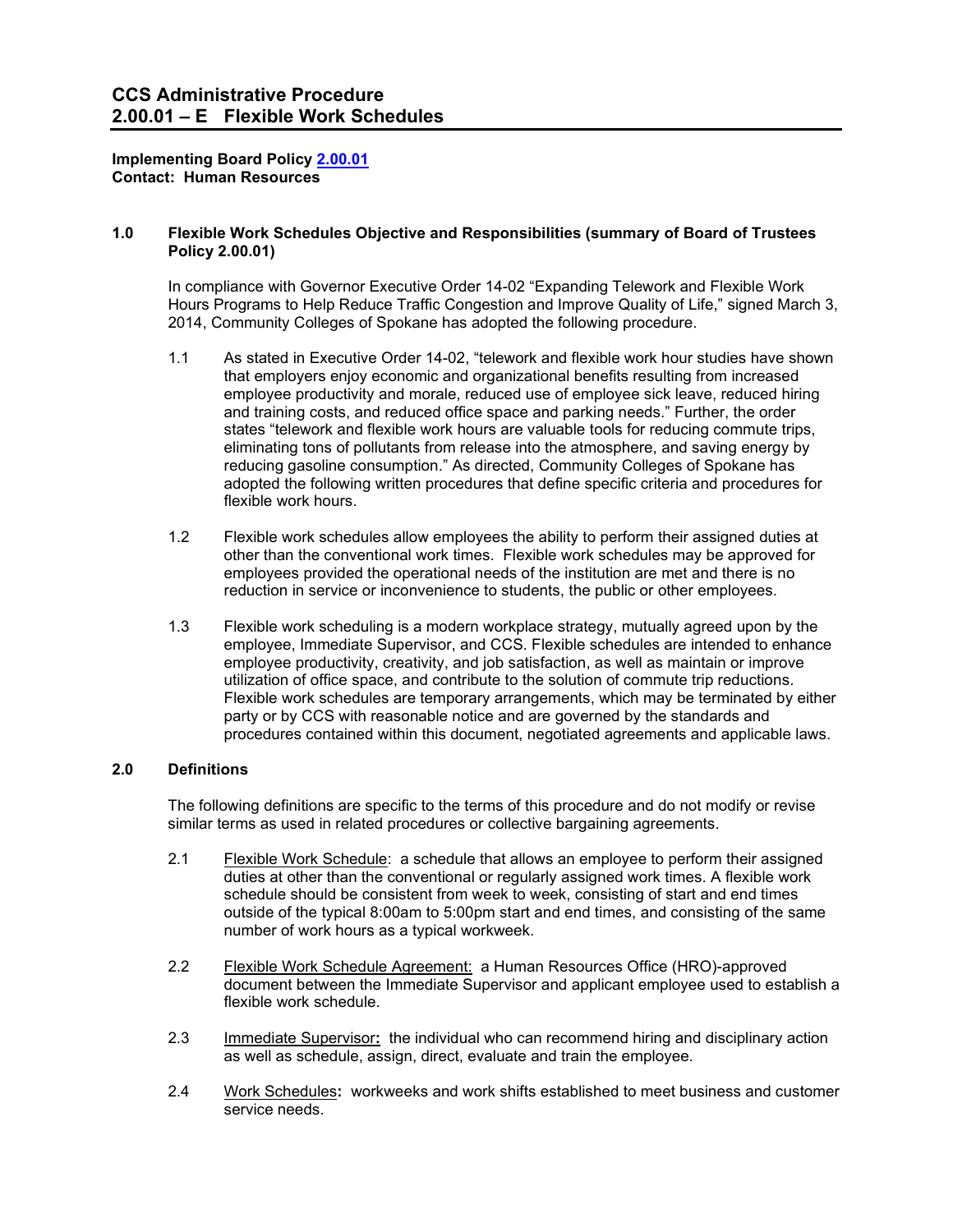# CCS Administrative Procedure
# 2.00.01 – E Flexible Work Schedules

**Implementing Board Policy 2.00.01**
**Contact: Human Resources**

## 1.0 Flexible Work Schedules Objective and Responsibilities (summary of Board of Trustees Policy 2.00.01)

In compliance with Governor Executive Order 14-02 "Expanding Telework and Flexible Work Hours Programs to Help Reduce Traffic Congestion and Improve Quality of Life," signed March 3, 2014, Community Colleges of Spokane has adopted the following procedure.

1.1 As stated in Executive Order 14-02, "telework and flexible work hour studies have shown that employers enjoy economic and organizational benefits resulting from increased employee productivity and morale, reduced use of employee sick leave, reduced hiring and training costs, and reduced office space and parking needs." Further, the order states "telework and flexible work hours are valuable tools for reducing commute trips, eliminating tons of pollutants from release into the atmosphere, and saving energy by reducing gasoline consumption." As directed, Community Colleges of Spokane has adopted the following written procedures that define specific criteria and procedures for flexible work hours.

1.2 Flexible work schedules allow employees the ability to perform their assigned duties at other than the conventional work times. Flexible work schedules may be approved for employees provided the operational needs of the institution are met and there is no reduction in service or inconvenience to students, the public or other employees.

1.3 Flexible work scheduling is a modern workplace strategy, mutually agreed upon by the employee, Immediate Supervisor, and CCS. Flexible schedules are intended to enhance employee productivity, creativity, and job satisfaction, as well as maintain or improve utilization of office space, and contribute to the solution of commute trip reductions. Flexible work schedules are temporary arrangements, which may be terminated by either party or by CCS with reasonable notice and are governed by the standards and procedures contained within this document, negotiated agreements and applicable laws.

## 2.0 Definitions

The following definitions are specific to the terms of this procedure and do not modify or revise similar terms as used in related procedures or collective bargaining agreements.

2.1 Flexible Work Schedule: a schedule that allows an employee to perform their assigned duties at other than the conventional or regularly assigned work times. A flexible work schedule should be consistent from week to week, consisting of start and end times outside of the typical 8:00am to 5:00pm start and end times, and consisting of the same number of work hours as a typical workweek.

2.2 Flexible Work Schedule Agreement: a Human Resources Office (HRO)-approved document between the Immediate Supervisor and applicant employee used to establish a flexible work schedule.

2.3 Immediate Supervisor**:** the individual who can recommend hiring and disciplinary action as well as schedule, assign, direct, evaluate and train the employee.

2.4 Work Schedules**:** workweeks and work shifts established to meet business and customer service needs.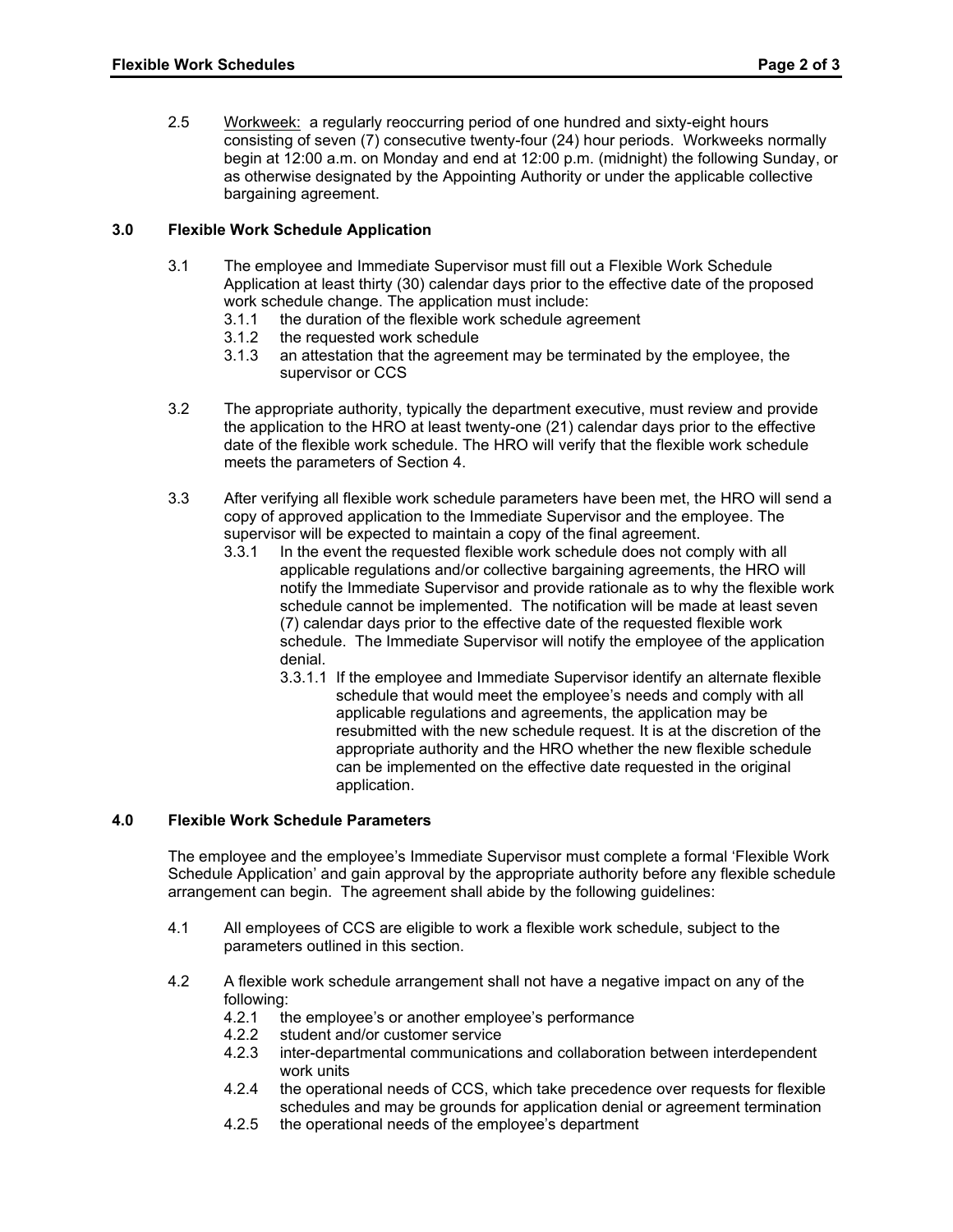2.5 Workweek: a regularly reoccurring period of one hundred and sixty-eight hours consisting of seven (7) consecutive twenty-four (24) hour periods. Workweeks normally begin at 12:00 a.m. on Monday and end at 12:00 p.m. (midnight) the following Sunday, or as otherwise designated by the Appointing Authority or under the applicable collective bargaining agreement.

## 3.0 Flexible Work Schedule Application

3.1 The employee and Immediate Supervisor must fill out a Flexible Work Schedule Application at least thirty (30) calendar days prior to the effective date of the proposed work schedule change. The application must include:

- 3.1.1 the duration of the flexible work schedule agreement
- 3.1.2 the requested work schedule
- 3.1.3 an attestation that the agreement may be terminated by the employee, the supervisor or CCS

3.2 The appropriate authority, typically the department executive, must review and provide the application to the HRO at least twenty-one (21) calendar days prior to the effective date of the flexible work schedule. The HRO will verify that the flexible work schedule meets the parameters of Section 4.

3.3 After verifying all flexible work schedule parameters have been met, the HRO will send a copy of approved application to the Immediate Supervisor and the employee. The supervisor will be expected to maintain a copy of the final agreement.

- 3.3.1 In the event the requested flexible work schedule does not comply with all applicable regulations and/or collective bargaining agreements, the HRO will notify the Immediate Supervisor and provide rationale as to why the flexible work schedule cannot be implemented. The notification will be made at least seven (7) calendar days prior to the effective date of the requested flexible work schedule. The Immediate Supervisor will notify the employee of the application denial.
  - 3.3.1.1 If the employee and Immediate Supervisor identify an alternate flexible schedule that would meet the employee's needs and comply with all applicable regulations and agreements, the application may be resubmitted with the new schedule request. It is at the discretion of the appropriate authority and the HRO whether the new flexible schedule can be implemented on the effective date requested in the original application.

## 4.0 Flexible Work Schedule Parameters

The employee and the employee's Immediate Supervisor must complete a formal 'Flexible Work Schedule Application' and gain approval by the appropriate authority before any flexible schedule arrangement can begin. The agreement shall abide by the following guidelines:

4.1 All employees of CCS are eligible to work a flexible work schedule, subject to the parameters outlined in this section.

4.2 A flexible work schedule arrangement shall not have a negative impact on any of the following:

- 4.2.1 the employee's or another employee's performance
- 4.2.2 student and/or customer service
- 4.2.3 inter-departmental communications and collaboration between interdependent work units
- 4.2.4 the operational needs of CCS, which take precedence over requests for flexible schedules and may be grounds for application denial or agreement termination
- 4.2.5 the operational needs of the employee's department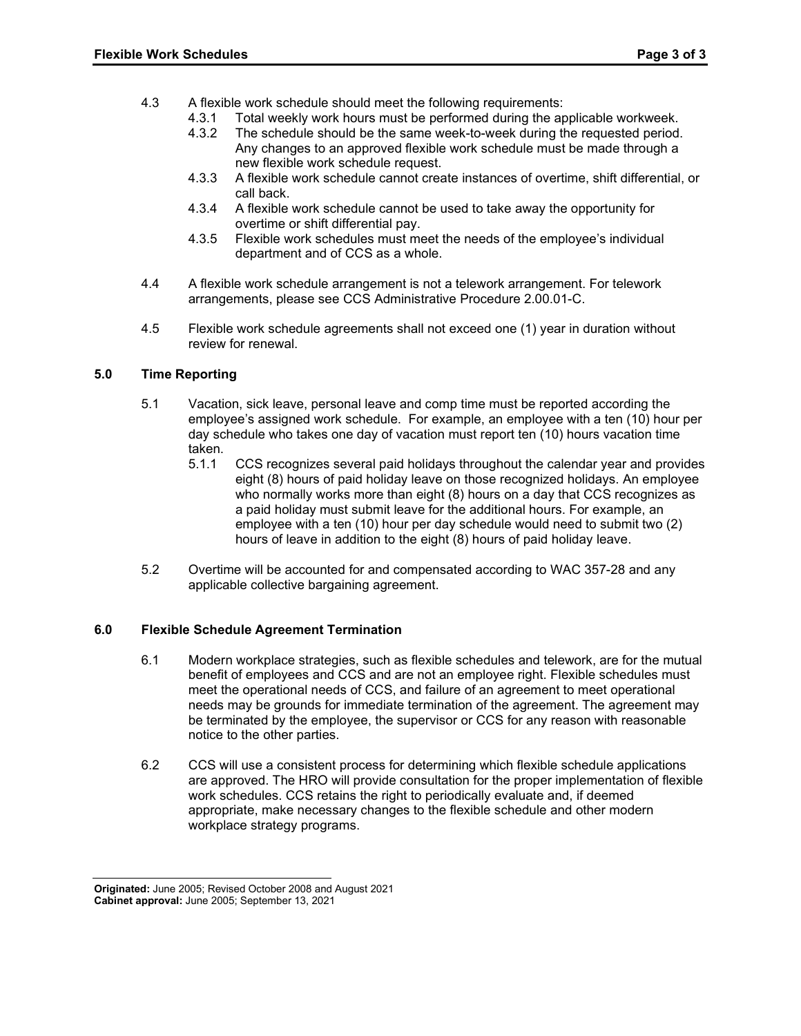4.3 A flexible work schedule should meet the following requirements:

   4.3.1 Total weekly work hours must be performed during the applicable workweek.

   4.3.2 The schedule should be the same week-to-week during the requested period. Any changes to an approved flexible work schedule must be made through a new flexible work schedule request.

   4.3.3 A flexible work schedule cannot create instances of overtime, shift differential, or call back.

   4.3.4 A flexible work schedule cannot be used to take away the opportunity for overtime or shift differential pay.

   4.3.5 Flexible work schedules must meet the needs of the employee's individual department and of CCS as a whole.

4.4 A flexible work schedule arrangement is not a telework arrangement. For telework arrangements, please see CCS Administrative Procedure 2.00.01-C.

4.5 Flexible work schedule agreements shall not exceed one (1) year in duration without review for renewal.

## 5.0 Time Reporting

5.1 Vacation, sick leave, personal leave and comp time must be reported according the employee's assigned work schedule. For example, an employee with a ten (10) hour per day schedule who takes one day of vacation must report ten (10) hours vacation time taken.

   5.1.1 CCS recognizes several paid holidays throughout the calendar year and provides eight (8) hours of paid holiday leave on those recognized holidays. An employee who normally works more than eight (8) hours on a day that CCS recognizes as a paid holiday must submit leave for the additional hours. For example, an employee with a ten (10) hour per day schedule would need to submit two (2) hours of leave in addition to the eight (8) hours of paid holiday leave.

5.2 Overtime will be accounted for and compensated according to WAC 357-28 and any applicable collective bargaining agreement.

## 6.0 Flexible Schedule Agreement Termination

6.1 Modern workplace strategies, such as flexible schedules and telework, are for the mutual benefit of employees and CCS and are not an employee right. Flexible schedules must meet the operational needs of CCS, and failure of an agreement to meet operational needs may be grounds for immediate termination of the agreement. The agreement may be terminated by the employee, the supervisor or CCS for any reason with reasonable notice to the other parties.

6.2 CCS will use a consistent process for determining which flexible schedule applications are approved. The HRO will provide consultation for the proper implementation of flexible work schedules. CCS retains the right to periodically evaluate and, if deemed appropriate, make necessary changes to the flexible schedule and other modern workplace strategy programs.

---

**Originated:** June 2005; Revised October 2008 and August 2021
**Cabinet approval:** June 2005; September 13, 2021